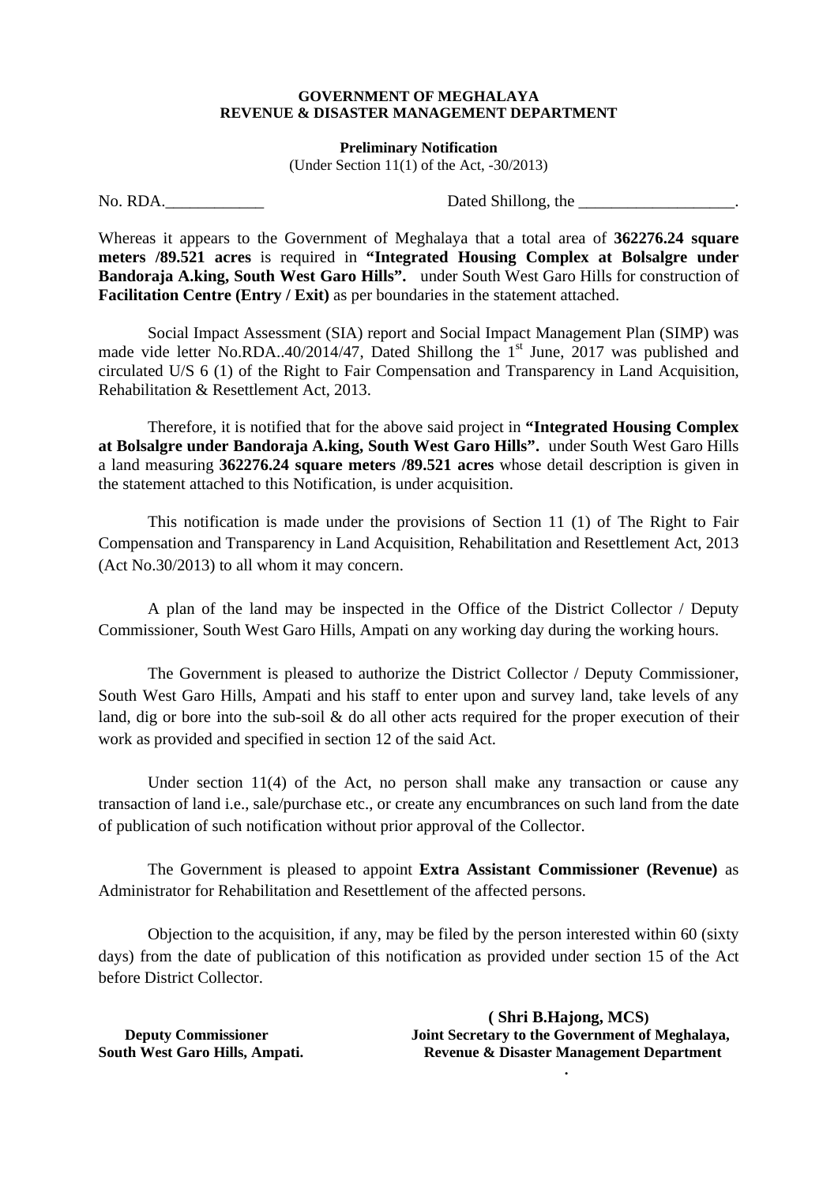**GOVERNMENT OF MEGHALAYA**
**REVENUE & DISASTER MANAGEMENT DEPARTMENT**

**Preliminary Notification**
(Under Section 11(1) of the Act, -30/2013)

No. RDA.____________ Dated Shillong, the ___________________.

Whereas it appears to the Government of Meghalaya that a total area of **362276.24 square meters /89.521 acres** is required in **"Integrated Housing Complex at Bolsalgre under Bandoraja A.king, South West Garo Hills".** under South West Garo Hills for construction of **Facilitation Centre (Entry / Exit)** as per boundaries in the statement attached.

Social Impact Assessment (SIA) report and Social Impact Management Plan (SIMP) was made vide letter No.RDA..40/2014/47, Dated Shillong the 1st June, 2017 was published and circulated U/S 6 (1) of the Right to Fair Compensation and Transparency in Land Acquisition, Rehabilitation & Resettlement Act, 2013.

Therefore, it is notified that for the above said project in **"Integrated Housing Complex at Bolsalgre under Bandoraja A.king, South West Garo Hills".** under South West Garo Hills a land measuring **362276.24 square meters /89.521 acres** whose detail description is given in the statement attached to this Notification, is under acquisition.

This notification is made under the provisions of Section 11 (1) of The Right to Fair Compensation and Transparency in Land Acquisition, Rehabilitation and Resettlement Act, 2013 (Act No.30/2013) to all whom it may concern.

A plan of the land may be inspected in the Office of the District Collector / Deputy Commissioner, South West Garo Hills, Ampati on any working day during the working hours.

The Government is pleased to authorize the District Collector / Deputy Commissioner, South West Garo Hills, Ampati and his staff to enter upon and survey land, take levels of any land, dig or bore into the sub-soil & do all other acts required for the proper execution of their work as provided and specified in section 12 of the said Act.

Under section 11(4) of the Act, no person shall make any transaction or cause any transaction of land i.e., sale/purchase etc., or create any encumbrances on such land from the date of publication of such notification without prior approval of the Collector.

The Government is pleased to appoint **Extra Assistant Commissioner (Revenue)** as Administrator for Rehabilitation and Resettlement of the affected persons.

Objection to the acquisition, if any, may be filed by the person interested within 60 (sixty days) from the date of publication of this notification as provided under section 15 of the Act before District Collector.

**( Shri B.Hajong, MCS)**
**Joint Secretary to the Government of Meghalaya,**
**Revenue & Disaster Management Department**

**Deputy Commissioner**
**South West Garo Hills, Ampati.**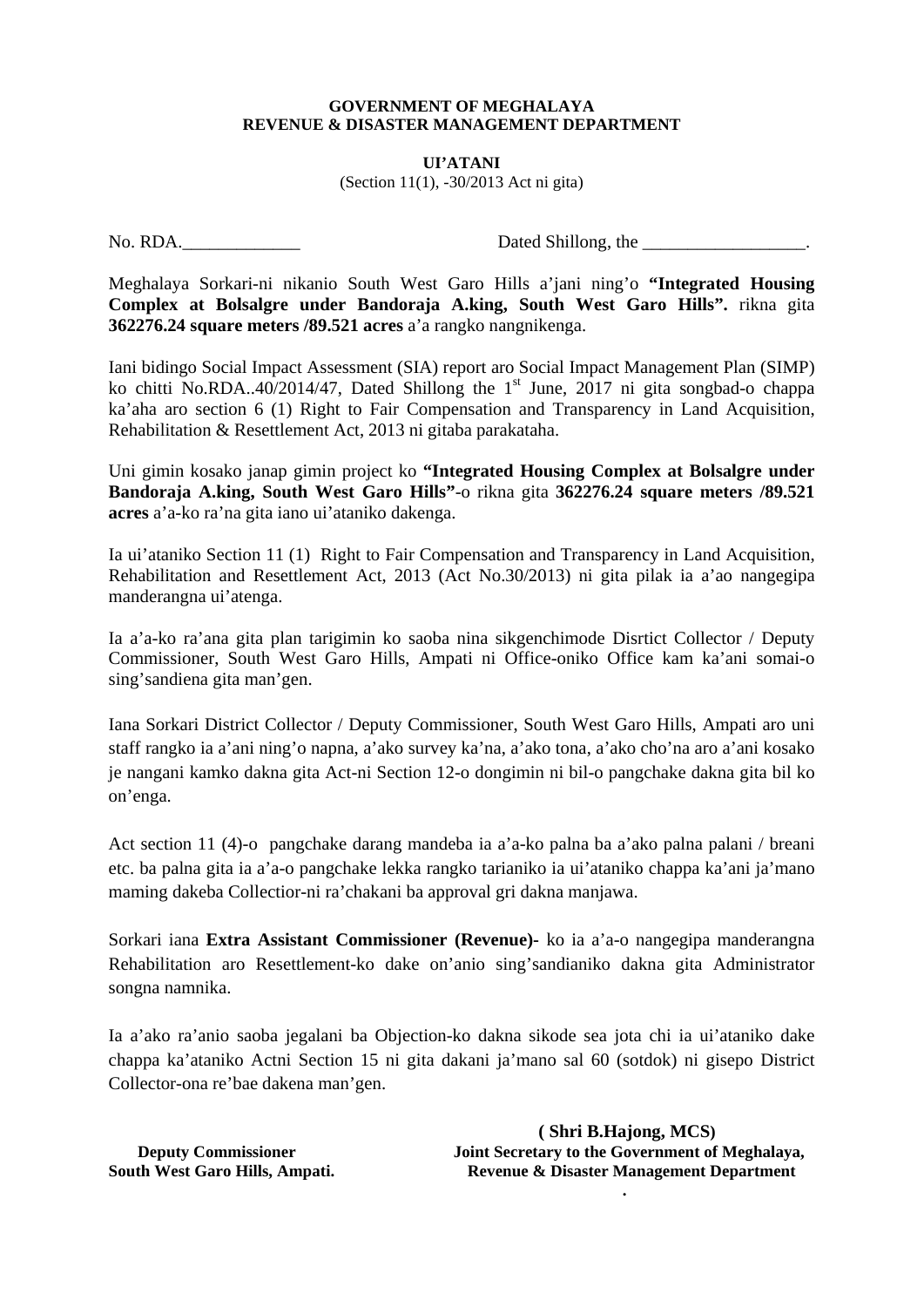**GOVERNMENT OF MEGHALAYA**
**REVENUE & DISASTER MANAGEMENT DEPARTMENT**

**UI'ATANI**
(Section 11(1), -30/2013 Act ni gita)

No. RDA.\_\_\_\_\_\_\_\_\_\_\_\_\_ Dated Shillong, the \_\_\_\_\_\_\_\_\_\_\_\_\_\_\_\_\_\_.

Meghalaya Sorkari-ni nikanio South West Garo Hills a'jani ning'o **"Integrated Housing Complex at Bolsalgre under Bandoraja A.king, South West Garo Hills".** rikna gita **362276.24 square meters /89.521 acres** a'a rangko nangnikenga.

Iani bidingo Social Impact Assessment (SIA) report aro Social Impact Management Plan (SIMP) ko chitti No.RDA..40/2014/47, Dated Shillong the 1st June, 2017 ni gita songbad-o chappa ka'aha aro section 6 (1) Right to Fair Compensation and Transparency in Land Acquisition, Rehabilitation & Resettlement Act, 2013 ni gitaba parakataha.

Uni gimin kosako janap gimin project ko **"Integrated Housing Complex at Bolsalgre under Bandoraja A.king, South West Garo Hills"**-o rikna gita **362276.24 square meters /89.521 acres** a'a-ko ra'na gita iano ui'ataniko dakenga.

Ia ui'ataniko Section 11 (1) Right to Fair Compensation and Transparency in Land Acquisition, Rehabilitation and Resettlement Act, 2013 (Act No.30/2013) ni gita pilak ia a'ao nangegipa manderangna ui'atenga.

Ia a'a-ko ra'ana gita plan tarigimin ko saoba nina sikgenchimode Disrtict Collector / Deputy Commissioner, South West Garo Hills, Ampati ni Office-oniko Office kam ka'ani somai-o sing'sandiena gita man'gen.

Iana Sorkari District Collector / Deputy Commissioner, South West Garo Hills, Ampati aro uni staff rangko ia a'ani ning'o napna, a'ako survey ka'na, a'ako tona, a'ako cho'na aro a'ani kosako je nangani kamko dakna gita Act-ni Section 12-o dongimin ni bil-o pangchake dakna gita bil ko on'enga.

Act section 11 (4)-o pangchake darang mandeba ia a'a-ko palna ba a'ako palna palani / breani etc. ba palna gita ia a'a-o pangchake lekka rangko tarianiko ia ui'ataniko chappa ka'ani ja'mano maming dakeba Collectior-ni ra'chakani ba approval gri dakna manjawa.

Sorkari iana **Extra Assistant Commissioner (Revenue)-** ko ia a'a-o nangegipa manderangna Rehabilitation aro Resettlement-ko dake on'anio sing'sandianiko dakna gita Administrator songna namnika.

Ia a'ako ra'anio saoba jegalani ba Objection-ko dakna sikode sea jota chi ia ui'ataniko dake chappa ka'ataniko Actni Section 15 ni gita dakani ja'mano sal 60 (sotdok) ni gisepo District Collector-ona re'bae dakena man'gen.

**Deputy Commissioner**
**South West Garo Hills, Ampati.**

**( Shri B.Hajong, MCS)**
**Joint Secretary to the Government of Meghalaya,**
**Revenue & Disaster Management Department**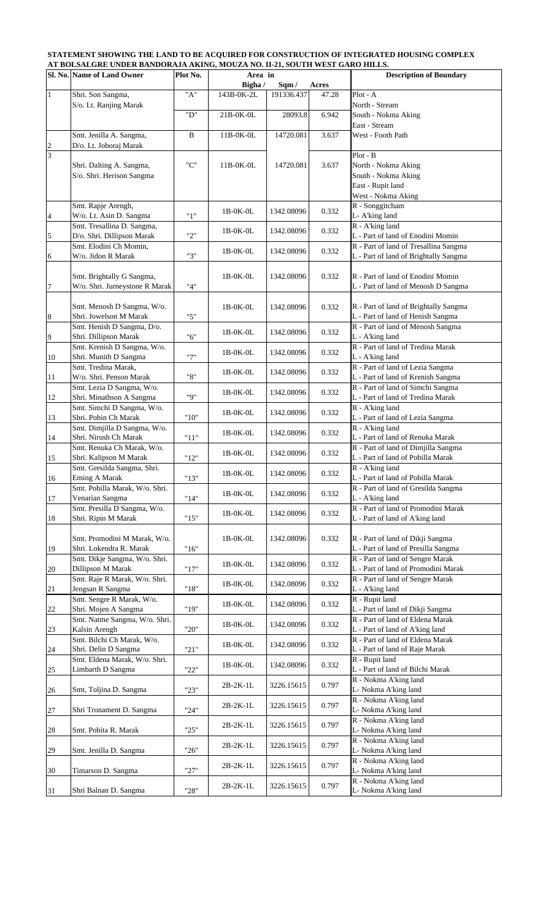**STATEMENT SHOWING THE LAND TO BE ACQUIRED FOR CONSTRUCTION OF INTEGRATED HOUSING COMPLEX AT BOLSALGRE UNDER BANDORAJA AKING, MOUZA NO. II-21, SOUTH WEST GARO HILLS.**

| Sl. No. | Name of Land Owner | Plot No. | Area in | | | Description of Boundary |
|---|---|---|---|---|---|---|
| | | | Bigha / | Sqm / | Acres | |
| 1 | Shri. Son Sangma, S/o. Lt. Ranjing Marak | "A" | 143B-0K-2L | 191336.437 | 47.28 | Plot - A North - Stream |
| | | "D" | 21B-0K-0L | 28093.8 | 6.942 | South - Nokma Aking East - Stream |
| 2 | Smt. Jenilla A. Sangma, D/o. Lt. Joboraj Marak | B | 11B-0K-0L | 14720.081 | 3.637 | West - Footh Path |
| 3 | Shri. Dalting A. Sangma, S/o. Shri. Herison Sangma | "C" | 11B-0K-0L | 14720.081 | 3.637 | Plot - B North - Nokma Aking South - Nokma Aking East - Rupit land West - Nokma Aking |
| 4 | Smt. Rapje Arengh, W/o. Lt. Asin D. Sangma | "1" | 1B-0K-0L | 1342.08096 | 0.332 | R - Songgitcham L- A'king land |
| 5 | Smt. Tresallina D. Sangma, D/o. Shri. Dillipson Marak | "2" | 1B-0K-0L | 1342.08096 | 0.332 | R - A'king land L - Part of land of Enodini Momin |
| 6 | Smt. Elodini Ch Momin, W/o. Jidon R Marak | "3" | 1B-0K-0L | 1342.08096 | 0.332 | R - Part of land of Tresallina Sangma L - Part of land of Brightally Sangma |
| 7 | Smt. Brightally G Sangma, W/o. Shri. Jurneystone R Marak | "4" | 1B-0K-0L | 1342.08096 | 0.332 | R - Part of land of Enodini Momin L - Part of land of Menosh D Sangma |
| 8 | Smt. Menosh D Sangma, W/o. Shri. Jowelson M Marak | "5" | 1B-0K-0L | 1342.08096 | 0.332 | R - Part of land of Brightally Sangma L - Part of land of Henish Sangma |
| 9 | Smt. Henish D Sangma, D/o. Shri. Dillipson Marak | "6" | 1B-0K-0L | 1342.08096 | 0.332 | R - Part of land of Menosh Sangma L - A'king land |
| 10 | Smt. Krenish D Sangma, W/o. Shri. Munith D Sangma | "7" | 1B-0K-0L | 1342.08096 | 0.332 | R - Part of land of Tredina Marak L - A'king land |
| 11 | Smt. Tredina Marak, W/o. Shri. Penson Marak | "8" | 1B-0K-0L | 1342.08096 | 0.332 | R - Part of land of Lezia Sangma L - Part of land of Krenish Sangma |
| 12 | Smt. Lezia D Sangma, W/o. Shri. Minathson A Sangma | "9" | 1B-0K-0L | 1342.08096 | 0.332 | R - Part of land of Simchi Sangma L - Part of land of Tredina Marak |
| 13 | Smt. Simchi D Sangma, W/o. Shri. Pobin Ch Marak | "10" | 1B-0K-0L | 1342.08096 | 0.332 | R - A'king land L - Part of land of Lezia Sangma |
| 14 | Smt. Dimjilla D Sangma, W/o. Shri. Nirush Ch Marak | "11" | 1B-0K-0L | 1342.08096 | 0.332 | R - A'king land L - Part of land of Renuka Marak |
| 15 | Smt. Renuka Ch Marak, W/o. Shri. Kalipson M Marak | "12" | 1B-0K-0L | 1342.08096 | 0.332 | R - Part of land of Dimjilla Sangma L - Part of land of Pobilla Marak |
| 16 | Smt. Gresilda Sangma, Shri. Eming A Marak | "13" | 1B-0K-0L | 1342.08096 | 0.332 | R - A'king land L - Part of land of Pobilla Marak |
| 17 | Smt. Pobilla Marak, W/o. Shri. Venarian Sangma | "14" | 1B-0K-0L | 1342.08096 | 0.332 | R - Part of land of Gresilda Sangma L - A'king land |
| 18 | Smt. Presilla D Sangma, W/o. Shri. Ripin M Marak | "15" | 1B-0K-0L | 1342.08096 | 0.332 | R - Part of land of Promodini Marak L - Part of land of A'king land |
| 19 | Smt. Promodini M Marak, W/o. Shri. Lokendra R. Marak | "16" | 1B-0K-0L | 1342.08096 | 0.332 | R - Part of land of Dikji Sangma L - Part of land of Presilla Sangma |
| 20 | Smt. Dikje Sangma, W/o. Shri. Dillipson M Marak | "17" | 1B-0K-0L | 1342.08096 | 0.332 | R - Part of land of Sengre Marak L - Part of land of Promodini Marak |
| 21 | Smt. Raje R Marak, W/o. Shri. Jengsan R Sangma | "18" | 1B-0K-0L | 1342.08096 | 0.332 | R - Part of land of Sengre Marak L - A'king land |
| 22 | Smt. Sengre R Marak, W/o. Shri. Mojen A Sangma | "19" | 1B-0K-0L | 1342.08096 | 0.332 | R - Rupit land L - Part of land of Dikji Sangma |
| 23 | Smt. Natme Sangma, W/o. Shri. Kalsin Arengh | "20" | 1B-0K-0L | 1342.08096 | 0.332 | R - Part of land of Eldena Marak L - Part of land of A'king land |
| 24 | Smt. Bilchi Ch Marak, W/o. Shri. Delin D Sangma | "21" | 1B-0K-0L | 1342.08096 | 0.332 | R - Part of land of Eldena Marak L - Part of land of Raje Marak |
| 25 | Smt. Eldena Marak, W/o. Shri. Limbarth D Sangma | "22" | 1B-0K-0L | 1342.08096 | 0.332 | R - Rupit land L - Part of land of Bilchi Marak |
| 26 | Smt, Toljina D. Sangma | "23" | 2B-2K-1L | 3226.15615 | 0.797 | R - Nokma A'king land L- Nokma A'king land |
| 27 | Shri Tronament D. Sangma | "24" | 2B-2K-1L | 3226.15615 | 0.797 | R - Nokma A'king land L- Nokma A'king land |
| 28 | Smt. Pobita R. Marak | "25" | 2B-2K-1L | 3226.15615 | 0.797 | R - Nokma A'king land L- Nokma A'king land |
| 29 | Smt. Jenilla D. Sangma | "26" | 2B-2K-1L | 3226.15615 | 0.797 | R - Nokma A'king land L- Nokma A'king land |
| 30 | Timarson D. Sangma | "27" | 2B-2K-1L | 3226.15615 | 0.797 | R - Nokma A'king land L- Nokma A'king land |
| 31 | Shri Balnan D. Sangma | "28" | 2B-2K-1L | 3226.15615 | 0.797 | R - Nokma A'king land L- Nokma A'king land |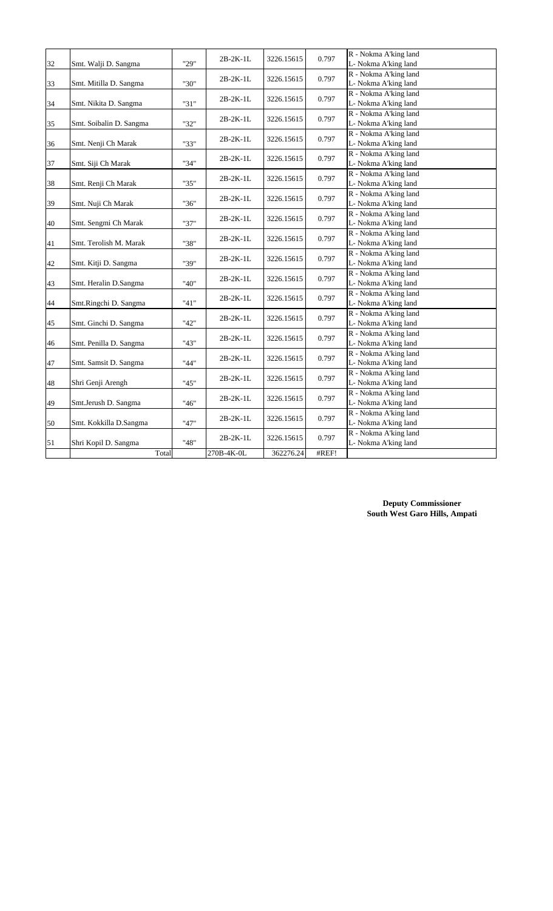| | | | | | | |
|---|---|---|---|---|---|---|
| 32 | Smt. Walji D. Sangma | "29" | 2B-2K-1L | 3226.15615 | 0.797 | R - Nokma A'king land<br>L- Nokma A'king land |
| 33 | Smt. Mitilla D. Sangma | "30" | 2B-2K-1L | 3226.15615 | 0.797 | R - Nokma A'king land<br>L- Nokma A'king land |
| 34 | Smt. Nikita D. Sangma | "31" | 2B-2K-1L | 3226.15615 | 0.797 | R - Nokma A'king land<br>L- Nokma A'king land |
| 35 | Smt. Soibalin D. Sangma | "32" | 2B-2K-1L | 3226.15615 | 0.797 | R - Nokma A'king land<br>L- Nokma A'king land |
| 36 | Smt. Nenji Ch Marak | "33" | 2B-2K-1L | 3226.15615 | 0.797 | R - Nokma A'king land<br>L- Nokma A'king land |
| 37 | Smt. Siji Ch Marak | "34" | 2B-2K-1L | 3226.15615 | 0.797 | R - Nokma A'king land<br>L- Nokma A'king land |
| 38 | Smt. Renji Ch Marak | "35" | 2B-2K-1L | 3226.15615 | 0.797 | R - Nokma A'king land<br>L- Nokma A'king land |
| 39 | Smt. Nuji Ch Marak | "36" | 2B-2K-1L | 3226.15615 | 0.797 | R - Nokma A'king land<br>L- Nokma A'king land |
| 40 | Smt. Sengmi Ch Marak | "37" | 2B-2K-1L | 3226.15615 | 0.797 | R - Nokma A'king land<br>L- Nokma A'king land |
| 41 | Smt. Terolish M. Marak | "38" | 2B-2K-1L | 3226.15615 | 0.797 | R - Nokma A'king land<br>L- Nokma A'king land |
| 42 | Smt. Kitji D. Sangma | "39" | 2B-2K-1L | 3226.15615 | 0.797 | R - Nokma A'king land<br>L- Nokma A'king land |
| 43 | Smt. Heralin D.Sangma | "40" | 2B-2K-1L | 3226.15615 | 0.797 | R - Nokma A'king land<br>L- Nokma A'king land |
| 44 | Smt.Ringchi D. Sangma | "41" | 2B-2K-1L | 3226.15615 | 0.797 | R - Nokma A'king land<br>L- Nokma A'king land |
| 45 | Smt. Ginchi D. Sangma | "42" | 2B-2K-1L | 3226.15615 | 0.797 | R - Nokma A'king land<br>L- Nokma A'king land |
| 46 | Smt. Penilla D. Sangma | "43" | 2B-2K-1L | 3226.15615 | 0.797 | R - Nokma A'king land<br>L- Nokma A'king land |
| 47 | Smt. Samsit D. Sangma | "44" | 2B-2K-1L | 3226.15615 | 0.797 | R - Nokma A'king land<br>L- Nokma A'king land |
| 48 | Shri Genji Arengh | "45" | 2B-2K-1L | 3226.15615 | 0.797 | R - Nokma A'king land<br>L- Nokma A'king land |
| 49 | Smt.Jerush D. Sangma | "46" | 2B-2K-1L | 3226.15615 | 0.797 | R - Nokma A'king land<br>L- Nokma A'king land |
| 50 | Smt. Kokkilla D.Sangma | "47" | 2B-2K-1L | 3226.15615 | 0.797 | R - Nokma A'king land<br>L- Nokma A'king land |
| 51 | Shri Kopil D. Sangma | "48" | 2B-2K-1L | 3226.15615 | 0.797 | R - Nokma A'king land<br>L- Nokma A'king land |
| | Total | | 270B-4K-0L | 362276.24 | #REF! | |

**Deputy Commissioner**
**South West Garo Hills, Ampati**